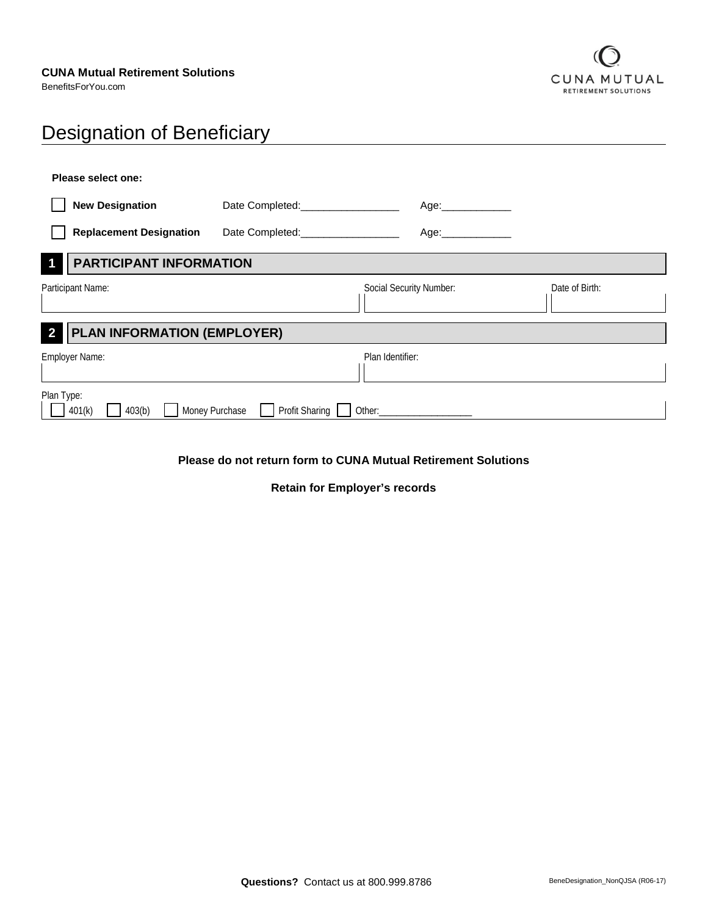**CUNA Mutual Retirement Solutions**
BenefitsForYou.com

# Designation of Beneficiary

**Please select one:**

☐ **New Designation** Date Completed:_________________ Age:____________

☐ **Replacement Designation** Date Completed:_________________ Age:____________

## 1 PARTICIPANT INFORMATION

| Participant Name: | Social Security Number: | Date of Birth: |
|---|---|---|
| | | |

## 2 PLAN INFORMATION (EMPLOYER)

| Employer Name: | Plan Identifier: |
|---|---|
| | |

Plan Type:
☐ 401(k) ☐ 403(b) ☐ Money Purchase ☐ Profit Sharing ☐ Other:___________________

**Please do not return form to CUNA Mutual Retirement Solutions**

**Retain for Employer's records**

**Questions?** Contact us at 800.999.8786

BeneDesignation_NonQJSA (R06-17)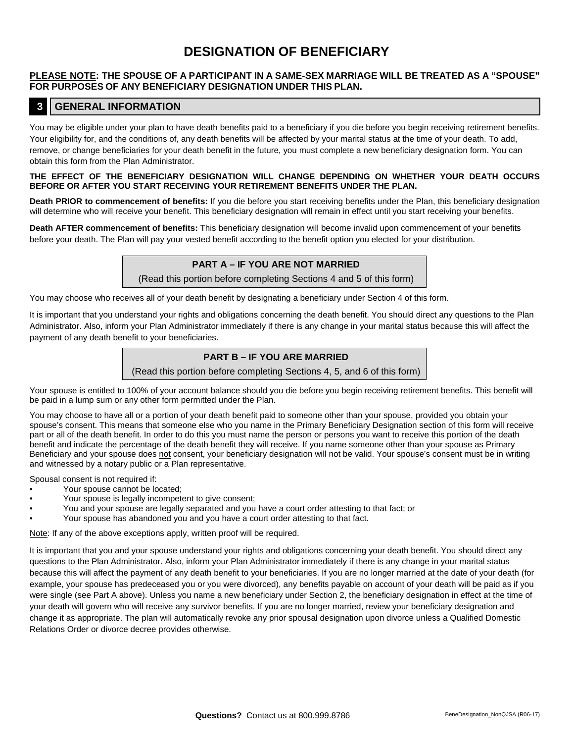# DESIGNATION OF BENEFICIARY

**PLEASE NOTE: THE SPOUSE OF A PARTICIPANT IN A SAME-SEX MARRIAGE WILL BE TREATED AS A "SPOUSE" FOR PURPOSES OF ANY BENEFICIARY DESIGNATION UNDER THIS PLAN.**

## 3 GENERAL INFORMATION

You may be eligible under your plan to have death benefits paid to a beneficiary if you die before you begin receiving retirement benefits. Your eligibility for, and the conditions of, any death benefits will be affected by your marital status at the time of your death. To add, remove, or change beneficiaries for your death benefit in the future, you must complete a new beneficiary designation form. You can obtain this form from the Plan Administrator.

**THE EFFECT OF THE BENEFICIARY DESIGNATION WILL CHANGE DEPENDING ON WHETHER YOUR DEATH OCCURS BEFORE OR AFTER YOU START RECEIVING YOUR RETIREMENT BENEFITS UNDER THE PLAN.**

**Death PRIOR to commencement of benefits:** If you die before you start receiving benefits under the Plan, this beneficiary designation will determine who will receive your benefit. This beneficiary designation will remain in effect until you start receiving your benefits.

**Death AFTER commencement of benefits:** This beneficiary designation will become invalid upon commencement of your benefits before your death. The Plan will pay your vested benefit according to the benefit option you elected for your distribution.

### PART A – IF YOU ARE NOT MARRIED

(Read this portion before completing Sections 4 and 5 of this form)

You may choose who receives all of your death benefit by designating a beneficiary under Section 4 of this form.

It is important that you understand your rights and obligations concerning the death benefit. You should direct any questions to the Plan Administrator. Also, inform your Plan Administrator immediately if there is any change in your marital status because this will affect the payment of any death benefit to your beneficiaries.

### PART B – IF YOU ARE MARRIED

(Read this portion before completing Sections 4, 5, and 6 of this form)

Your spouse is entitled to 100% of your account balance should you die before you begin receiving retirement benefits. This benefit will be paid in a lump sum or any other form permitted under the Plan.

You may choose to have all or a portion of your death benefit paid to someone other than your spouse, provided you obtain your spouse's consent. This means that someone else who you name in the Primary Beneficiary Designation section of this form will receive part or all of the death benefit. In order to do this you must name the person or persons you want to receive this portion of the death benefit and indicate the percentage of the death benefit they will receive. If you name someone other than your spouse as Primary Beneficiary and your spouse does not consent, your beneficiary designation will not be valid. Your spouse's consent must be in writing and witnessed by a notary public or a Plan representative.

Spousal consent is not required if:

- Your spouse cannot be located;
- Your spouse is legally incompetent to give consent;
- You and your spouse are legally separated and you have a court order attesting to that fact; or
- Your spouse has abandoned you and you have a court order attesting to that fact.

Note: If any of the above exceptions apply, written proof will be required.

It is important that you and your spouse understand your rights and obligations concerning your death benefit. You should direct any questions to the Plan Administrator. Also, inform your Plan Administrator immediately if there is any change in your marital status because this will affect the payment of any death benefit to your beneficiaries. If you are no longer married at the date of your death (for example, your spouse has predeceased you or you were divorced), any benefits payable on account of your death will be paid as if you were single (see Part A above). Unless you name a new beneficiary under Section 2, the beneficiary designation in effect at the time of your death will govern who will receive any survivor benefits. If you are no longer married, review your beneficiary designation and change it as appropriate. The plan will automatically revoke any prior spousal designation upon divorce unless a Qualified Domestic Relations Order or divorce decree provides otherwise.

**Questions?** Contact us at 800.999.8786

BeneDesignation_NonQJSA (R06-17)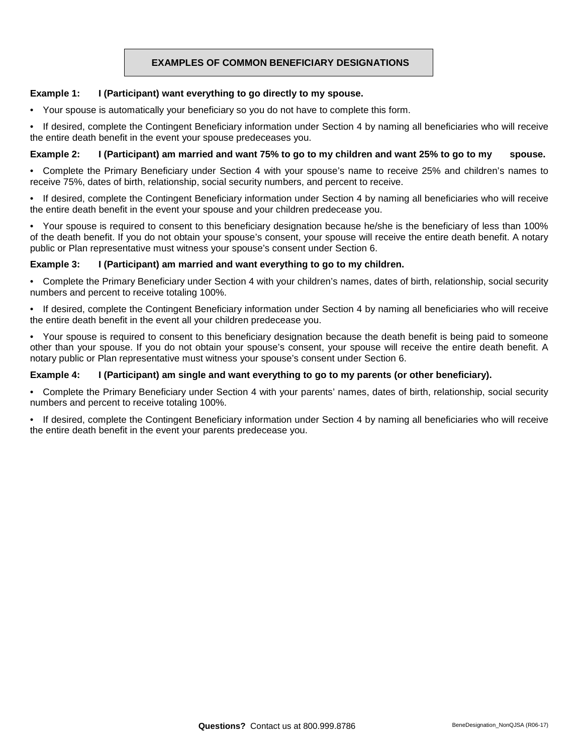## EXAMPLES OF COMMON BENEFICIARY DESIGNATIONS

**Example 1: I (Participant) want everything to go directly to my spouse.**

- Your spouse is automatically your beneficiary so you do not have to complete this form.
- If desired, complete the Contingent Beneficiary information under Section 4 by naming all beneficiaries who will receive the entire death benefit in the event your spouse predeceases you.

**Example 2: I (Participant) am married and want 75% to go to my children and want 25% to go to my spouse.**

- Complete the Primary Beneficiary under Section 4 with your spouse's name to receive 25% and children's names to receive 75%, dates of birth, relationship, social security numbers, and percent to receive.
- If desired, complete the Contingent Beneficiary information under Section 4 by naming all beneficiaries who will receive the entire death benefit in the event your spouse and your children predecease you.
- Your spouse is required to consent to this beneficiary designation because he/she is the beneficiary of less than 100% of the death benefit. If you do not obtain your spouse's consent, your spouse will receive the entire death benefit. A notary public or Plan representative must witness your spouse's consent under Section 6.

**Example 3: I (Participant) am married and want everything to go to my children.**

- Complete the Primary Beneficiary under Section 4 with your children's names, dates of birth, relationship, social security numbers and percent to receive totaling 100%.
- If desired, complete the Contingent Beneficiary information under Section 4 by naming all beneficiaries who will receive the entire death benefit in the event all your children predecease you.
- Your spouse is required to consent to this beneficiary designation because the death benefit is being paid to someone other than your spouse. If you do not obtain your spouse's consent, your spouse will receive the entire death benefit. A notary public or Plan representative must witness your spouse's consent under Section 6.

**Example 4: I (Participant) am single and want everything to go to my parents (or other beneficiary).**

- Complete the Primary Beneficiary under Section 4 with your parents' names, dates of birth, relationship, social security numbers and percent to receive totaling 100%.
- If desired, complete the Contingent Beneficiary information under Section 4 by naming all beneficiaries who will receive the entire death benefit in the event your parents predecease you.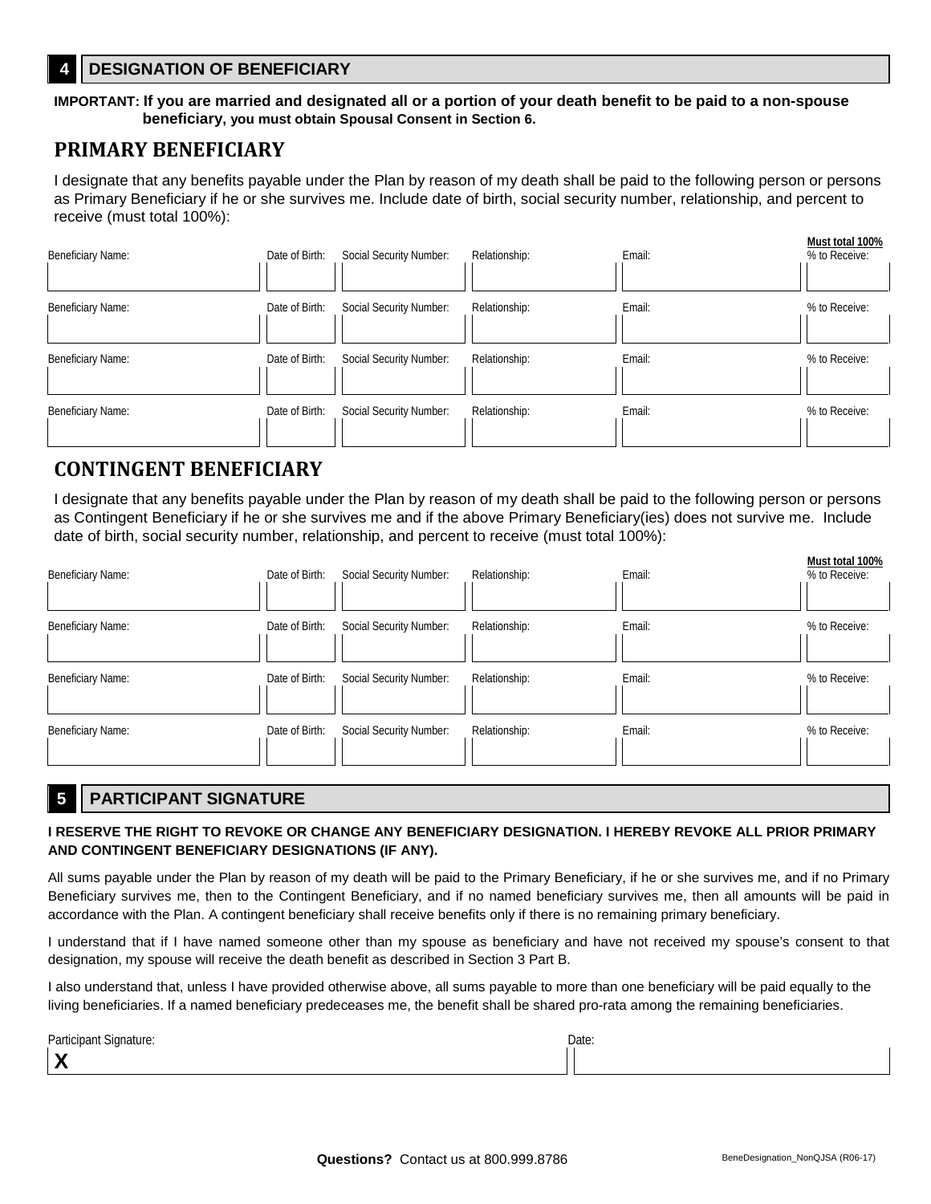## 4 DESIGNATION OF BENEFICIARY

**IMPORTANT: If you are married and designated all or a portion of your death benefit to be paid to a non-spouse beneficiary, you must obtain Spousal Consent in Section 6.**

# PRIMARY BENEFICIARY

I designate that any benefits payable under the Plan by reason of my death shall be paid to the following person or persons as Primary Beneficiary if he or she survives me. Include date of birth, social security number, relationship, and percent to receive (must total 100%):

| Beneficiary Name: | Date of Birth: | Social Security Number: | Relationship: | Email: | **Must total 100%** % to Receive: |
|---|---|---|---|---|---|
| | | | | | |
| | | | | | |
| | | | | | |
| | | | | | |

# CONTINGENT BENEFICIARY

I designate that any benefits payable under the Plan by reason of my death shall be paid to the following person or persons as Contingent Beneficiary if he or she survives me and if the above Primary Beneficiary(ies) does not survive me. Include date of birth, social security number, relationship, and percent to receive (must total 100%):

| Beneficiary Name: | Date of Birth: | Social Security Number: | Relationship: | Email: | **Must total 100%** % to Receive: |
|---|---|---|---|---|---|
| | | | | | |
| | | | | | |
| | | | | | |
| | | | | | |

## 5 PARTICIPANT SIGNATURE

**I RESERVE THE RIGHT TO REVOKE OR CHANGE ANY BENEFICIARY DESIGNATION. I HEREBY REVOKE ALL PRIOR PRIMARY AND CONTINGENT BENEFICIARY DESIGNATIONS (IF ANY).**

All sums payable under the Plan by reason of my death will be paid to the Primary Beneficiary, if he or she survives me, and if no Primary Beneficiary survives me, then to the Contingent Beneficiary, and if no named beneficiary survives me, then all amounts will be paid in accordance with the Plan. A contingent beneficiary shall receive benefits only if there is no remaining primary beneficiary.

I understand that if I have named someone other than my spouse as beneficiary and have not received my spouse's consent to that designation, my spouse will receive the death benefit as described in Section 3 Part B.

I also understand that, unless I have provided otherwise above, all sums payable to more than one beneficiary will be paid equally to the living beneficiaries. If a named beneficiary predeceases me, the benefit shall be shared pro-rata among the remaining beneficiaries.

| Participant Signature: | Date: |
|---|---|
| **X** | |

**Questions?** Contact us at 800.999.8786

BeneDesignation_NonQJSA (R06-17)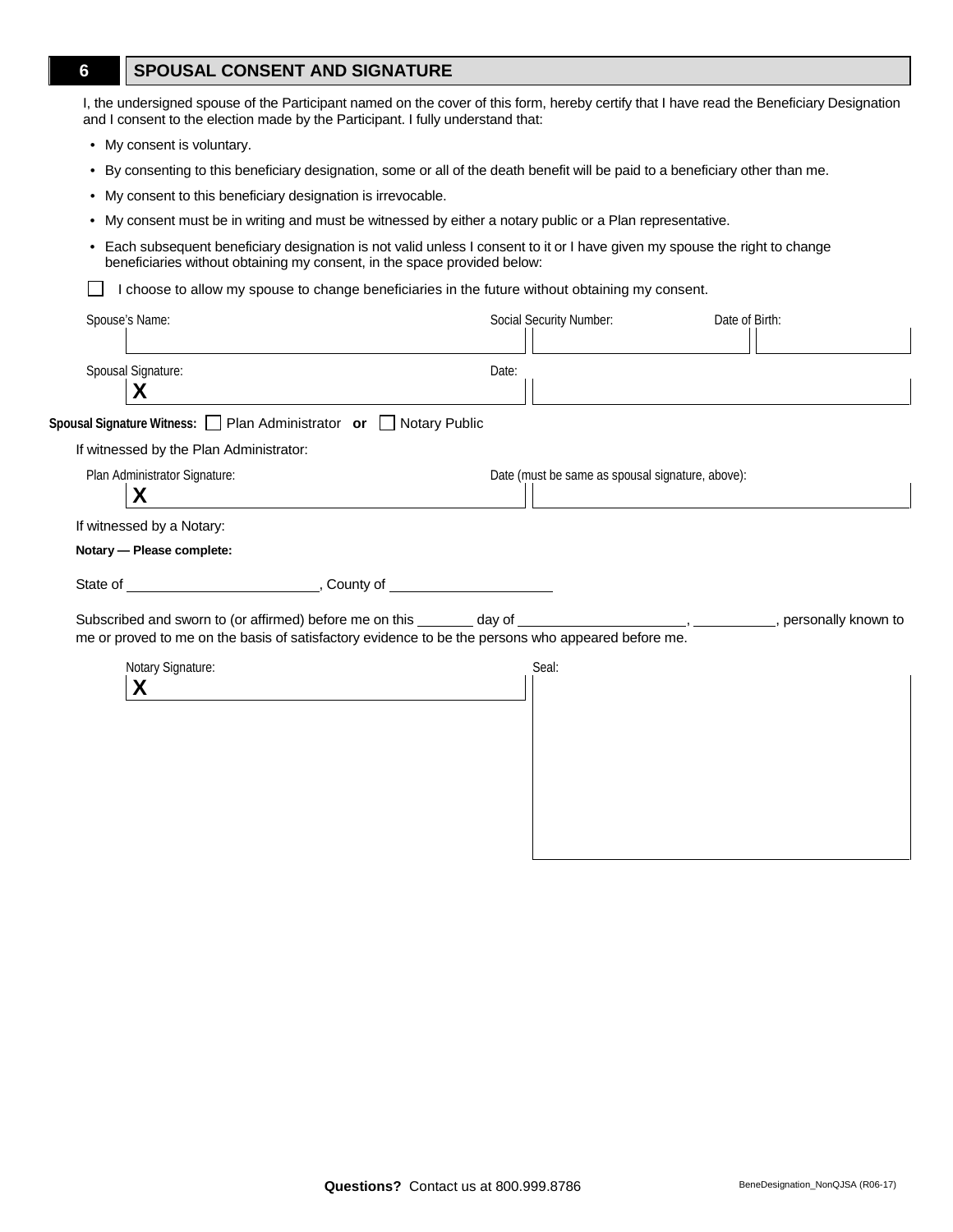## 6 SPOUSAL CONSENT AND SIGNATURE

I, the undersigned spouse of the Participant named on the cover of this form, hereby certify that I have read the Beneficiary Designation and I consent to the election made by the Participant. I fully understand that:

- My consent is voluntary.
- By consenting to this beneficiary designation, some or all of the death benefit will be paid to a beneficiary other than me.
- My consent to this beneficiary designation is irrevocable.
- My consent must be in writing and must be witnessed by either a notary public or a Plan representative.
- Each subsequent beneficiary designation is not valid unless I consent to it or I have given my spouse the right to change beneficiaries without obtaining my consent, in the space provided below:

☐ I choose to allow my spouse to change beneficiaries in the future without obtaining my consent.

Spouse's Name: ____________________ Social Security Number: ____________________ Date of Birth: ____________________

Spousal Signature: **X** ____________________ Date: ____________________

**Spousal Signature Witness:** ☐ Plan Administrator **or** ☐ Notary Public

If witnessed by the Plan Administrator:

Plan Administrator Signature: **X** ____________________ Date (must be same as spousal signature, above): ____________________

If witnessed by a Notary:

**Notary — Please complete:**

State of ____________________, County of ____________________

Subscribed and sworn to (or affirmed) before me on this _______ day of ____________________, __________, personally known to me or proved to me on the basis of satisfactory evidence to be the persons who appeared before me.

Notary Signature: **X** ____________________

Seal:

**Questions?** Contact us at 800.999.8786

BeneDesignation_NonQJSA (R06-17)